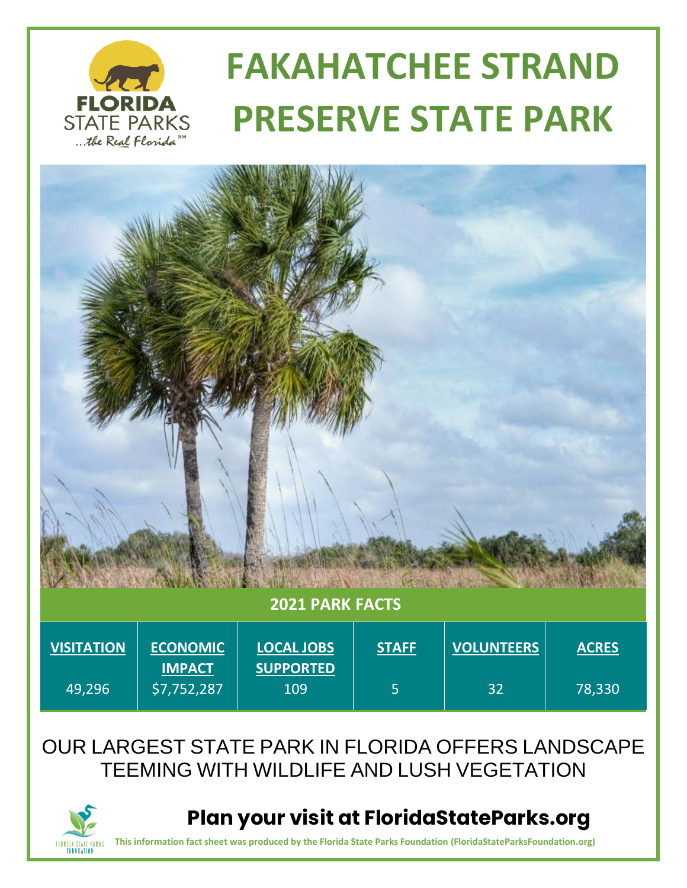# FAKAHATCHEE STRAND PRESERVE STATE PARK

FLORIDA STATE PARKS ...the Real Florida℠

## 2021 PARK FACTS

| VISITATION | ECONOMIC IMPACT | LOCAL JOBS SUPPORTED | STAFF | VOLUNTEERS | ACRES |
|---|---|---|---|---|---|
| 49,296 | $7,752,287 | 109 | 5 | 32 | 78,330 |

OUR LARGEST STATE PARK IN FLORIDA OFFERS LANDSCAPE TEEMING WITH WILDLIFE AND LUSH VEGETATION

**Plan your visit at FloridaStateParks.org**

FLORIDA STATE PARKS FOUNDATION

**This information fact sheet was produced by the Florida State Parks Foundation (FloridaStateParksFoundation.org)**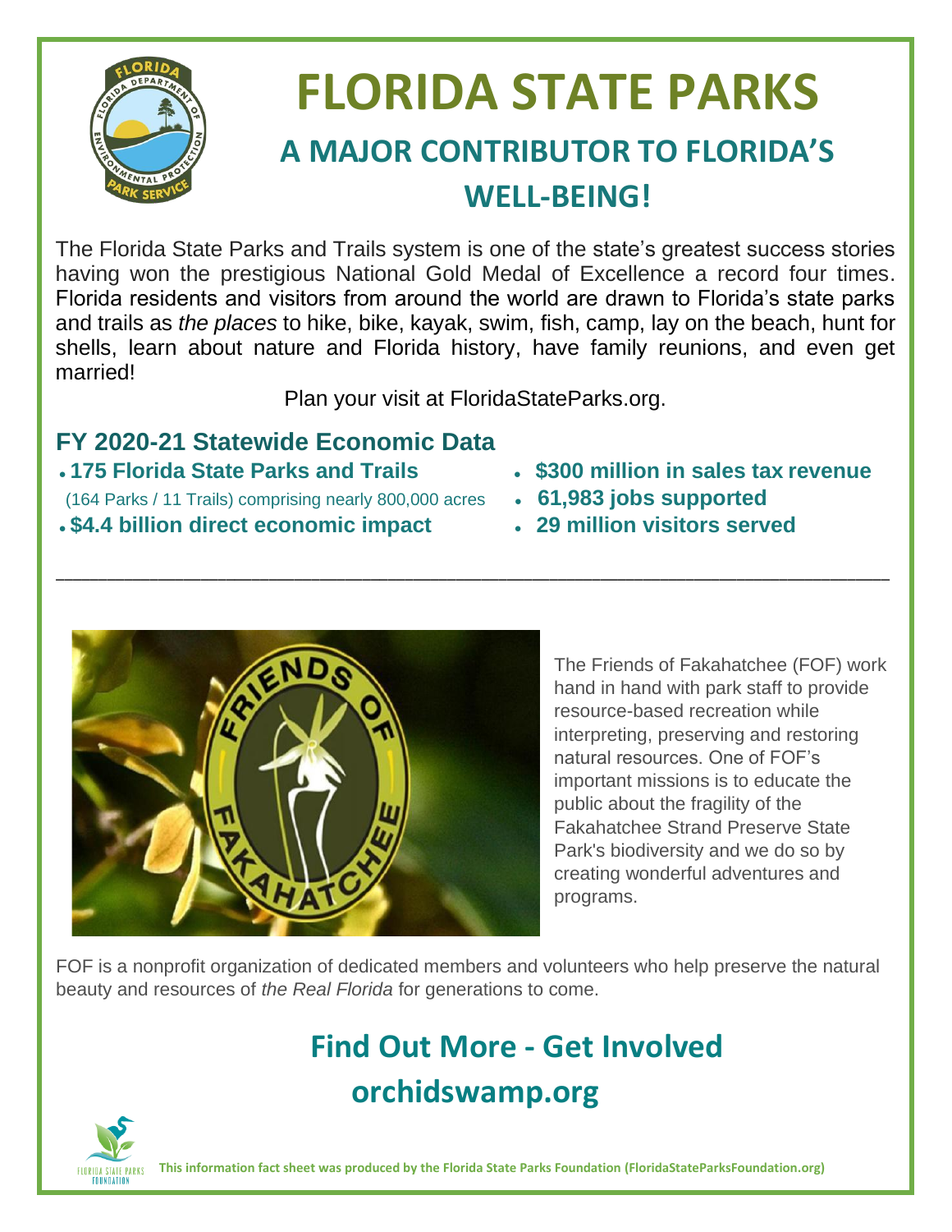# FLORIDA STATE PARKS

## A MAJOR CONTRIBUTOR TO FLORIDA'S WELL-BEING!

The Florida State Parks and Trails system is one of the state's greatest success stories having won the prestigious National Gold Medal of Excellence a record four times. Florida residents and visitors from around the world are drawn to Florida's state parks and trails as *the places* to hike, bike, kayak, swim, fish, camp, lay on the beach, hunt for shells, learn about nature and Florida history, have family reunions, and even get married!

Plan your visit at FloridaStateParks.org.

### FY 2020-21 Statewide Economic Data

- **175 Florida State Parks and Trails**
  (164 Parks / 11 Trails) comprising nearly 800,000 acres
- **$4.4 billion direct economic impact**
- **$300 million in sales tax revenue**
- **61,983 jobs supported**
- **29 million visitors served**

---

The Friends of Fakahatchee (FOF) work hand in hand with park staff to provide resource-based recreation while interpreting, preserving and restoring natural resources. One of FOF's important missions is to educate the public about the fragility of the Fakahatchee Strand Preserve State Park's biodiversity and we do so by creating wonderful adventures and programs.

FOF is a nonprofit organization of dedicated members and volunteers who help preserve the natural beauty and resources of *the Real Florida* for generations to come.

## Find Out More - Get Involved
## orchidswamp.org

**This information fact sheet was produced by the Florida State Parks Foundation (FloridaStateParksFoundation.org)**